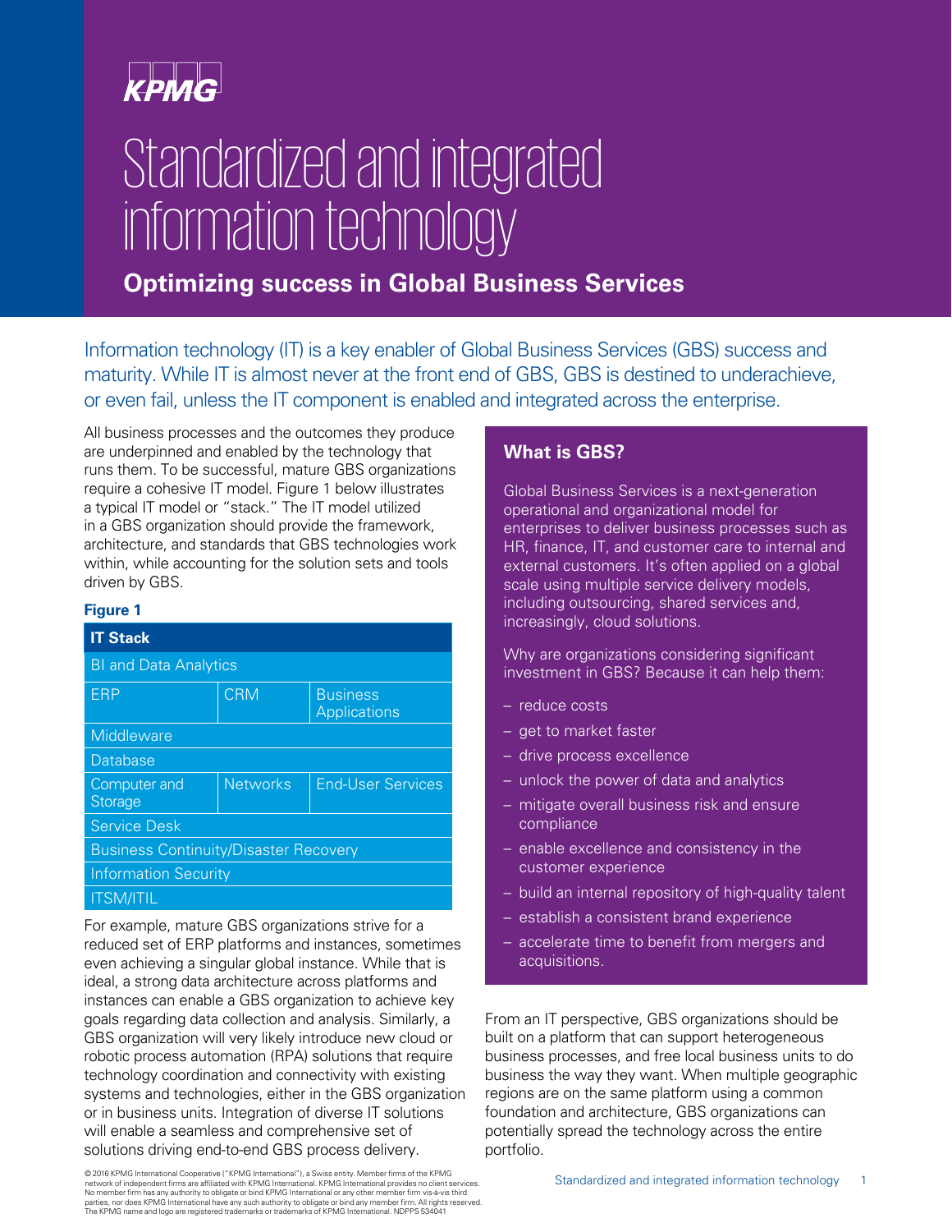KPMG

# Standardized and integrated information technology

## Optimizing success in Global Business Services

Information technology (IT) is a key enabler of Global Business Services (GBS) success and maturity. While IT is almost never at the front end of GBS, GBS is destined to underachieve, or even fail, unless the IT component is enabled and integrated across the enterprise.

All business processes and the outcomes they produce are underpinned and enabled by the technology that runs them. To be successful, mature GBS organizations require a cohesive IT model. Figure 1 below illustrates a typical IT model or "stack." The IT model utilized in a GBS organization should provide the framework, architecture, and standards that GBS technologies work within, while accounting for the solution sets and tools driven by GBS.

**Figure 1**

| IT Stack | | |
|---|---|---|
| BI and Data Analytics | | |
| ERP | CRM | Business Applications |
| Middleware | | |
| Database | | |
| Computer and Storage | Networks | End-User Services |
| Service Desk | | |
| Business Continuity/Disaster Recovery | | |
| Information Security | | |
| ITSM/ITIL | | |

For example, mature GBS organizations strive for a reduced set of ERP platforms and instances, sometimes even achieving a singular global instance. While that is ideal, a strong data architecture across platforms and instances can enable a GBS organization to achieve key goals regarding data collection and analysis. Similarly, a GBS organization will very likely introduce new cloud or robotic process automation (RPA) solutions that require technology coordination and connectivity with existing systems and technologies, either in the GBS organization or in business units. Integration of diverse IT solutions will enable a seamless and comprehensive set of solutions driving end-to-end GBS process delivery.

### What is GBS?

Global Business Services is a next-generation operational and organizational model for enterprises to deliver business processes such as HR, finance, IT, and customer care to internal and external customers. It's often applied on a global scale using multiple service delivery models, including outsourcing, shared services and, increasingly, cloud solutions.

Why are organizations considering significant investment in GBS? Because it can help them:

- reduce costs
- get to market faster
- drive process excellence
- unlock the power of data and analytics
- mitigate overall business risk and ensure compliance
- enable excellence and consistency in the customer experience
- build an internal repository of high-quality talent
- establish a consistent brand experience
- accelerate time to benefit from mergers and acquisitions.

From an IT perspective, GBS organizations should be built on a platform that can support heterogeneous business processes, and free local business units to do business the way they want. When multiple geographic regions are on the same platform using a common foundation and architecture, GBS organizations can potentially spread the technology across the entire portfolio.

© 2016 KPMG International Cooperative ("KPMG International"), a Swiss entity. Member firms of the KPMG network of independent firms are affiliated with KPMG International. KPMG International provides no client services. No member firm has any authority to obligate or bind KPMG International or any other member firm vis-à-vis third parties, nor does KPMG International have any such authority to obligate or bind any member firm. All rights reserved. The KPMG name and logo are registered trademarks or trademarks of KPMG International. NDPPS 534041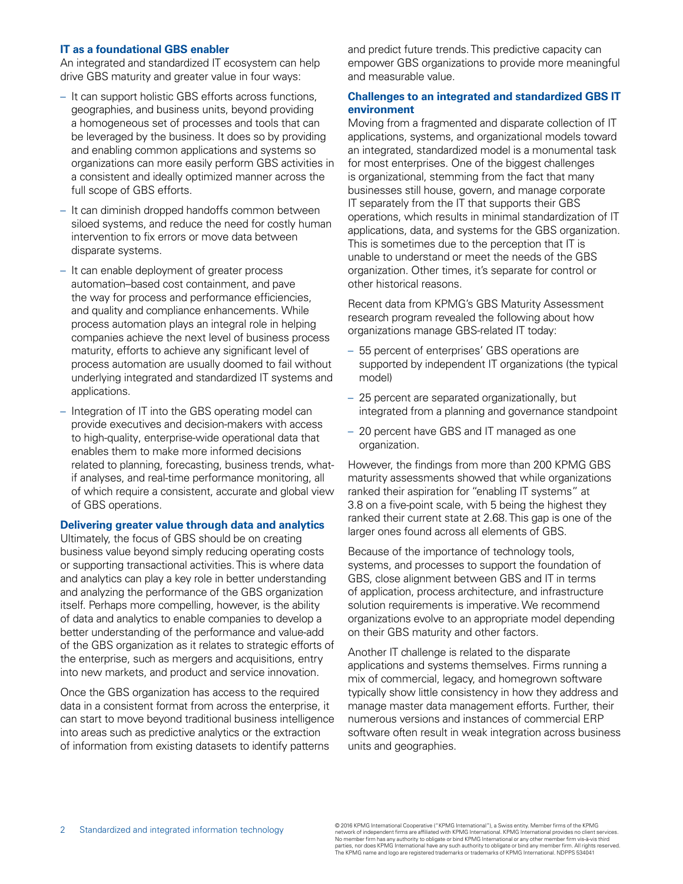### IT as a foundational GBS enabler

An integrated and standardized IT ecosystem can help drive GBS maturity and greater value in four ways:

- It can support holistic GBS efforts across functions, geographies, and business units, beyond providing a homogeneous set of processes and tools that can be leveraged by the business. It does so by providing and enabling common applications and systems so organizations can more easily perform GBS activities in a consistent and ideally optimized manner across the full scope of GBS efforts.
- It can diminish dropped handoffs common between siloed systems, and reduce the need for costly human intervention to fix errors or move data between disparate systems.
- It can enable deployment of greater process automation–based cost containment, and pave the way for process and performance efficiencies, and quality and compliance enhancements. While process automation plays an integral role in helping companies achieve the next level of business process maturity, efforts to achieve any significant level of process automation are usually doomed to fail without underlying integrated and standardized IT systems and applications.
- Integration of IT into the GBS operating model can provide executives and decision-makers with access to high-quality, enterprise-wide operational data that enables them to make more informed decisions related to planning, forecasting, business trends, what-if analyses, and real-time performance monitoring, all of which require a consistent, accurate and global view of GBS operations.

### Delivering greater value through data and analytics

Ultimately, the focus of GBS should be on creating business value beyond simply reducing operating costs or supporting transactional activities. This is where data and analytics can play a key role in better understanding and analyzing the performance of the GBS organization itself. Perhaps more compelling, however, is the ability of data and analytics to enable companies to develop a better understanding of the performance and value-add of the GBS organization as it relates to strategic efforts of the enterprise, such as mergers and acquisitions, entry into new markets, and product and service innovation.

Once the GBS organization has access to the required data in a consistent format from across the enterprise, it can start to move beyond traditional business intelligence into areas such as predictive analytics or the extraction of information from existing datasets to identify patterns and predict future trends. This predictive capacity can empower GBS organizations to provide more meaningful and measurable value.

### Challenges to an integrated and standardized GBS IT environment

Moving from a fragmented and disparate collection of IT applications, systems, and organizational models toward an integrated, standardized model is a monumental task for most enterprises. One of the biggest challenges is organizational, stemming from the fact that many businesses still house, govern, and manage corporate IT separately from the IT that supports their GBS operations, which results in minimal standardization of IT applications, data, and systems for the GBS organization. This is sometimes due to the perception that IT is unable to understand or meet the needs of the GBS organization. Other times, it's separate for control or other historical reasons.

Recent data from KPMG's GBS Maturity Assessment research program revealed the following about how organizations manage GBS-related IT today:

- 55 percent of enterprises' GBS operations are supported by independent IT organizations (the typical model)
- 25 percent are separated organizationally, but integrated from a planning and governance standpoint
- 20 percent have GBS and IT managed as one organization.

However, the findings from more than 200 KPMG GBS maturity assessments showed that while organizations ranked their aspiration for "enabling IT systems" at 3.8 on a five-point scale, with 5 being the highest they ranked their current state at 2.68. This gap is one of the larger ones found across all elements of GBS.

Because of the importance of technology tools, systems, and processes to support the foundation of GBS, close alignment between GBS and IT in terms of application, process architecture, and infrastructure solution requirements is imperative. We recommend organizations evolve to an appropriate model depending on their GBS maturity and other factors.

Another IT challenge is related to the disparate applications and systems themselves. Firms running a mix of commercial, legacy, and homegrown software typically show little consistency in how they address and manage master data management efforts. Further, their numerous versions and instances of commercial ERP software often result in weak integration across business units and geographies.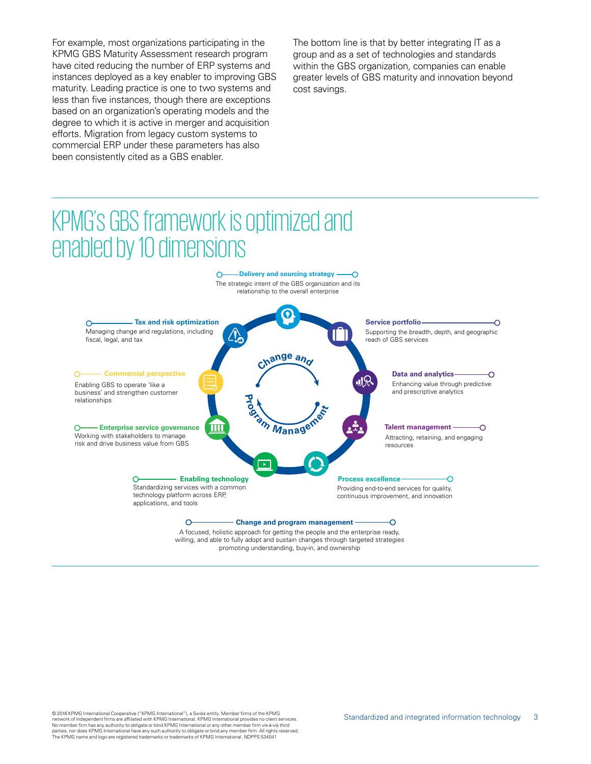For example, most organizations participating in the KPMG GBS Maturity Assessment research program have cited reducing the number of ERP systems and instances deployed as a key enabler to improving GBS maturity. Leading practice is one to two systems and less than five instances, though there are exceptions based on an organization's operating models and the degree to which it is active in merger and acquisition efforts. Migration from legacy custom systems to commercial ERP under these parameters has also been consistently cited as a GBS enabler.

The bottom line is that by better integrating IT as a group and as a set of technologies and standards within the GBS organization, companies can enable greater levels of GBS maturity and innovation beyond cost savings.

## KPMG's GBS framework is optimized and enabled by 10 dimensions

Change and Program Management

**Delivery and sourcing strategy**
The strategic intent of the GBS organization and its relationship to the overall enterprise

**Service portfolio**
Supporting the breadth, depth, and geographic reach of GBS services

**Data and analytics**
Enhancing value through predictive and prescriptive analytics

**Talent management**
Attracting, retaining, and engaging resources

**Process excellence**
Providing end-to-end services for quality, continuous improvement, and innovation

**Enabling technology**
Standardizing services with a common technology platform across ERP, applications, and tools

**Enterprise service governance**
Working with stakeholders to manage risk and drive business value from GBS

**Commercial perspective**
Enabling GBS to operate 'like a business' and strengthen customer relationships

**Tax and risk optimization**
Managing change and regulations, including fiscal, legal, and tax

**Change and program management**
A focused, holistic approach for getting the people and the enterprise ready, willing, and able to fully adopt and sustain changes through targeted strategies promoting understanding, buy-in, and ownership

© 2016 KPMG International Cooperative ("KPMG International"), a Swiss entity. Member firms of the KPMG network of independent firms are affiliated with KPMG International. KPMG International provides no client services. No member firm has any authority to obligate or bind KPMG International or any other member firm vis-à-vis third parties, nor does KPMG International have any such authority to obligate or bind any member firm. All rights reserved. The KPMG name and logo are registered trademarks or trademarks of KPMG International. NDPPS 534041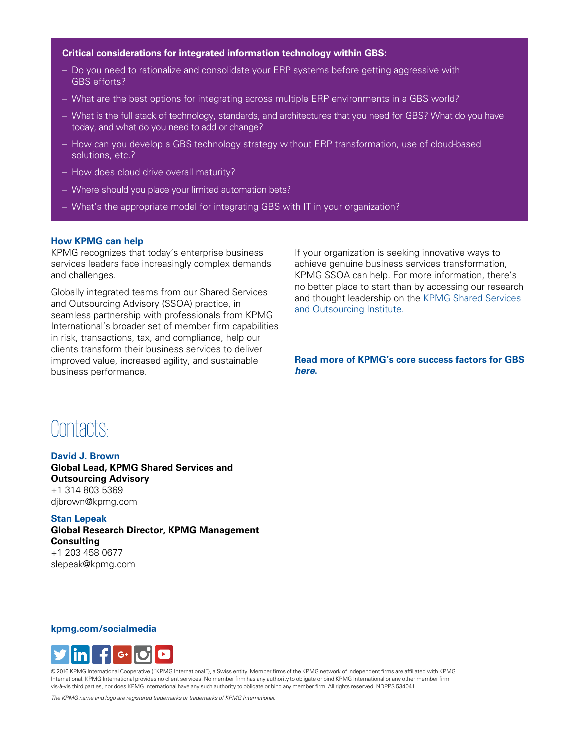**Critical considerations for integrated information technology within GBS:**

- Do you need to rationalize and consolidate your ERP systems before getting aggressive with GBS efforts?
- What are the best options for integrating across multiple ERP environments in a GBS world?
- What is the full stack of technology, standards, and architectures that you need for GBS? What do you have today, and what do you need to add or change?
- How can you develop a GBS technology strategy without ERP transformation, use of cloud-based solutions, etc.?
- How does cloud drive overall maturity?
- Where should you place your limited automation bets?
- What's the appropriate model for integrating GBS with IT in your organization?

### How KPMG can help

KPMG recognizes that today's enterprise business services leaders face increasingly complex demands and challenges.

Globally integrated teams from our Shared Services and Outsourcing Advisory (SSOA) practice, in seamless partnership with professionals from KPMG International's broader set of member firm capabilities in risk, transactions, tax, and compliance, help our clients transform their business services to deliver improved value, increased agility, and sustainable business performance.

If your organization is seeking innovative ways to achieve genuine business services transformation, KPMG SSOA can help. For more information, there's no better place to start than by accessing our research and thought leadership on the KPMG Shared Services and Outsourcing Institute.

**Read more of KPMG's core success factors for GBS *here*.**

## Contacts:

**David J. Brown**
**Global Lead, KPMG Shared Services and Outsourcing Advisory**
+1 314 803 5369
djbrown@kpmg.com

**Stan Lepeak**
**Global Research Director, KPMG Management Consulting**
+1 203 458 0677
slepeak@kpmg.com

**kpmg.com/socialmedia**

© 2016 KPMG International Cooperative ("KPMG International"), a Swiss entity. Member firms of the KPMG network of independent firms are affiliated with KPMG International. KPMG International provides no client services. No member firm has any authority to obligate or bind KPMG International or any other member firm vis-à-vis third parties, nor does KPMG International have any such authority to obligate or bind any member firm. All rights reserved. NDPPS 534041

*The KPMG name and logo are registered trademarks or trademarks of KPMG International.*